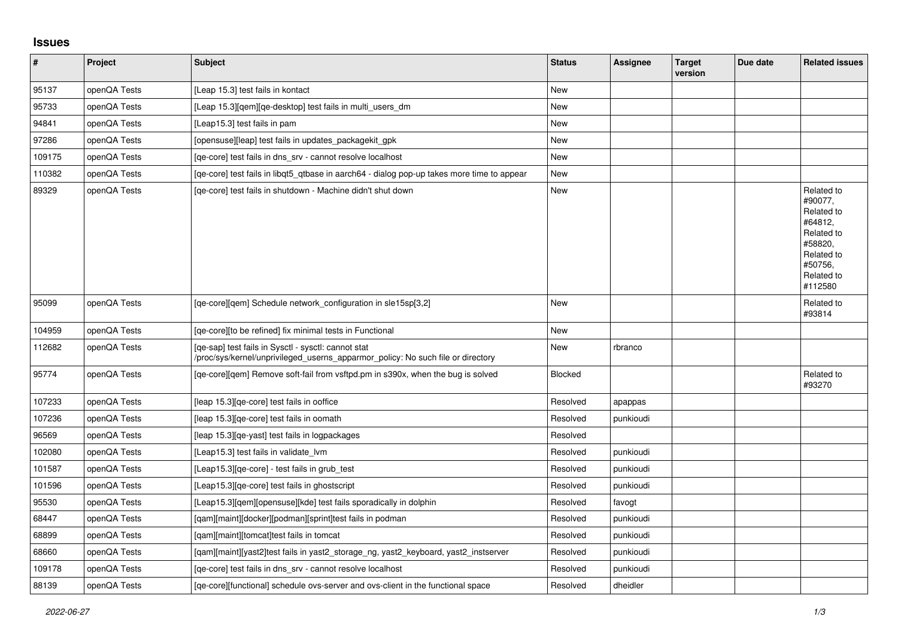# Issues

| # | Project | Subject | Status | Assignee | Target version | Due date | Related issues |
|---|---|---|---|---|---|---|---|
| 95137 | openQA Tests | [Leap 15.3] test fails in kontact | New | | | | |
| 95733 | openQA Tests | [Leap 15.3][qem][qe-desktop] test fails in multi_users_dm | New | | | | |
| 94841 | openQA Tests | [Leap15.3] test fails in pam | New | | | | |
| 97286 | openQA Tests | [opensuse][leap] test fails in updates_packagekit_gpk | New | | | | |
| 109175 | openQA Tests | [qe-core] test fails in dns_srv - cannot resolve localhost | New | | | | |
| 110382 | openQA Tests | [qe-core] test fails in libqt5_qtbase in aarch64 - dialog pop-up takes more time to appear | New | | | | |
| 89329 | openQA Tests | [qe-core] test fails in shutdown - Machine didn't shut down | New | | | | Related to #90077, Related to #64812, Related to #58820, Related to #50756, Related to #112580 |
| 95099 | openQA Tests | [qe-core][qem] Schedule network_configuration in sle15sp[3,2] | New | | | | Related to #93814 |
| 104959 | openQA Tests | [qe-core][to be refined] fix minimal tests in Functional | New | | | | |
| 112682 | openQA Tests | [qe-sap] test fails in Sysctl - sysctl: cannot stat /proc/sys/kernel/unprivileged_userns_apparmor_policy: No such file or directory | New | rbranco | | | |
| 95774 | openQA Tests | [qe-core][qem] Remove soft-fail from vsftpd.pm in s390x, when the bug is solved | Blocked | | | | Related to #93270 |
| 107233 | openQA Tests | [leap 15.3][qe-core] test fails in ooffice | Resolved | apappas | | | |
| 107236 | openQA Tests | [leap 15.3][qe-core] test fails in oomath | Resolved | punkioudi | | | |
| 96569 | openQA Tests | [leap 15.3][qe-yast] test fails in logpackages | Resolved | | | | |
| 102080 | openQA Tests | [Leap15.3] test fails in validate_lvm | Resolved | punkioudi | | | |
| 101587 | openQA Tests | [Leap15.3][qe-core] - test fails in grub_test | Resolved | punkioudi | | | |
| 101596 | openQA Tests | [Leap15.3][qe-core] test fails in ghostscript | Resolved | punkioudi | | | |
| 95530 | openQA Tests | [Leap15.3][qem][opensuse][kde] test fails sporadically in dolphin | Resolved | favogt | | | |
| 68447 | openQA Tests | [qam][maint][docker][podman][sprint]test fails in podman | Resolved | punkioudi | | | |
| 68899 | openQA Tests | [qam][maint][tomcat]test fails in tomcat | Resolved | punkioudi | | | |
| 68660 | openQA Tests | [qam][maint][yast2]test fails in yast2_storage_ng, yast2_keyboard, yast2_instserver | Resolved | punkioudi | | | |
| 109178 | openQA Tests | [qe-core] test fails in dns_srv - cannot resolve localhost | Resolved | punkioudi | | | |
| 88139 | openQA Tests | [qe-core][functional] schedule ovs-server and ovs-client in the functional space | Resolved | dheidler | | | |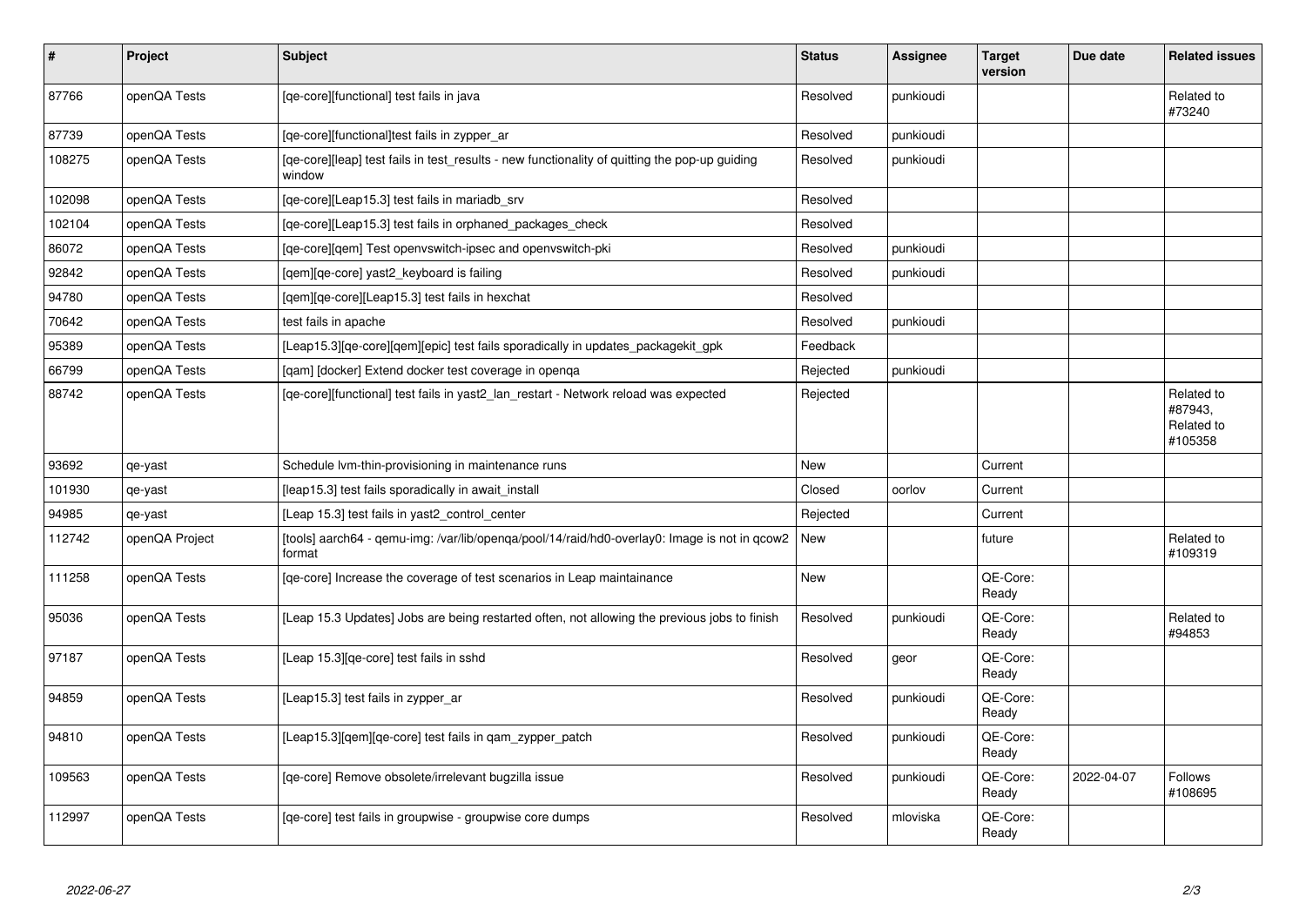| # | Project | Subject | Status | Assignee | Target version | Due date | Related issues |
|---|---|---|---|---|---|---|---|
| 87766 | openQA Tests | [qe-core][functional] test fails in java | Resolved | punkioudi | | | Related to #73240 |
| 87739 | openQA Tests | [qe-core][functional]test fails in zypper_ar | Resolved | punkioudi | | | |
| 108275 | openQA Tests | [qe-core][leap] test fails in test_results - new functionality of quitting the pop-up guiding window | Resolved | punkioudi | | | |
| 102098 | openQA Tests | [qe-core][Leap15.3] test fails in mariadb_srv | Resolved | | | | |
| 102104 | openQA Tests | [qe-core][Leap15.3] test fails in orphaned_packages_check | Resolved | | | | |
| 86072 | openQA Tests | [qe-core][qem] Test openvswitch-ipsec and openvswitch-pki | Resolved | punkioudi | | | |
| 92842 | openQA Tests | [qem][qe-core] yast2_keyboard is failing | Resolved | punkioudi | | | |
| 94780 | openQA Tests | [qem][qe-core][Leap15.3] test fails in hexchat | Resolved | | | | |
| 70642 | openQA Tests | test fails in apache | Resolved | punkioudi | | | |
| 95389 | openQA Tests | [Leap15.3][qe-core][qem][epic] test fails sporadically in updates_packagekit_gpk | Feedback | | | | |
| 66799 | openQA Tests | [qam] [docker] Extend docker test coverage in openqa | Rejected | punkioudi | | | |
| 88742 | openQA Tests | [qe-core][functional] test fails in yast2_lan_restart - Network reload was expected | Rejected | | | | Related to #87943, Related to #105358 |
| 93692 | qe-yast | Schedule lvm-thin-provisioning in maintenance runs | New | | Current | | |
| 101930 | qe-yast | [leap15.3] test fails sporadically in await_install | Closed | oorlov | Current | | |
| 94985 | qe-yast | [Leap 15.3] test fails in yast2_control_center | Rejected | | Current | | |
| 112742 | openQA Project | [tools] aarch64 - qemu-img: /var/lib/openqa/pool/14/raid/hd0-overlay0: Image is not in qcow2 format | New | | future | | Related to #109319 |
| 111258 | openQA Tests | [qe-core] Increase the coverage of test scenarios in Leap maintainance | New | | QE-Core: Ready | | |
| 95036 | openQA Tests | [Leap 15.3 Updates] Jobs are being restarted often, not allowing the previous jobs to finish | Resolved | punkioudi | QE-Core: Ready | | Related to #94853 |
| 97187 | openQA Tests | [Leap 15.3][qe-core] test fails in sshd | Resolved | geor | QE-Core: Ready | | |
| 94859 | openQA Tests | [Leap15.3] test fails in zypper_ar | Resolved | punkioudi | QE-Core: Ready | | |
| 94810 | openQA Tests | [Leap15.3][qem][qe-core] test fails in qam_zypper_patch | Resolved | punkioudi | QE-Core: Ready | | |
| 109563 | openQA Tests | [qe-core] Remove obsolete/irrelevant bugzilla issue | Resolved | punkioudi | QE-Core: Ready | 2022-04-07 | Follows #108695 |
| 112997 | openQA Tests | [qe-core] test fails in groupwise - groupwise core dumps | Resolved | mloviska | QE-Core: Ready | | |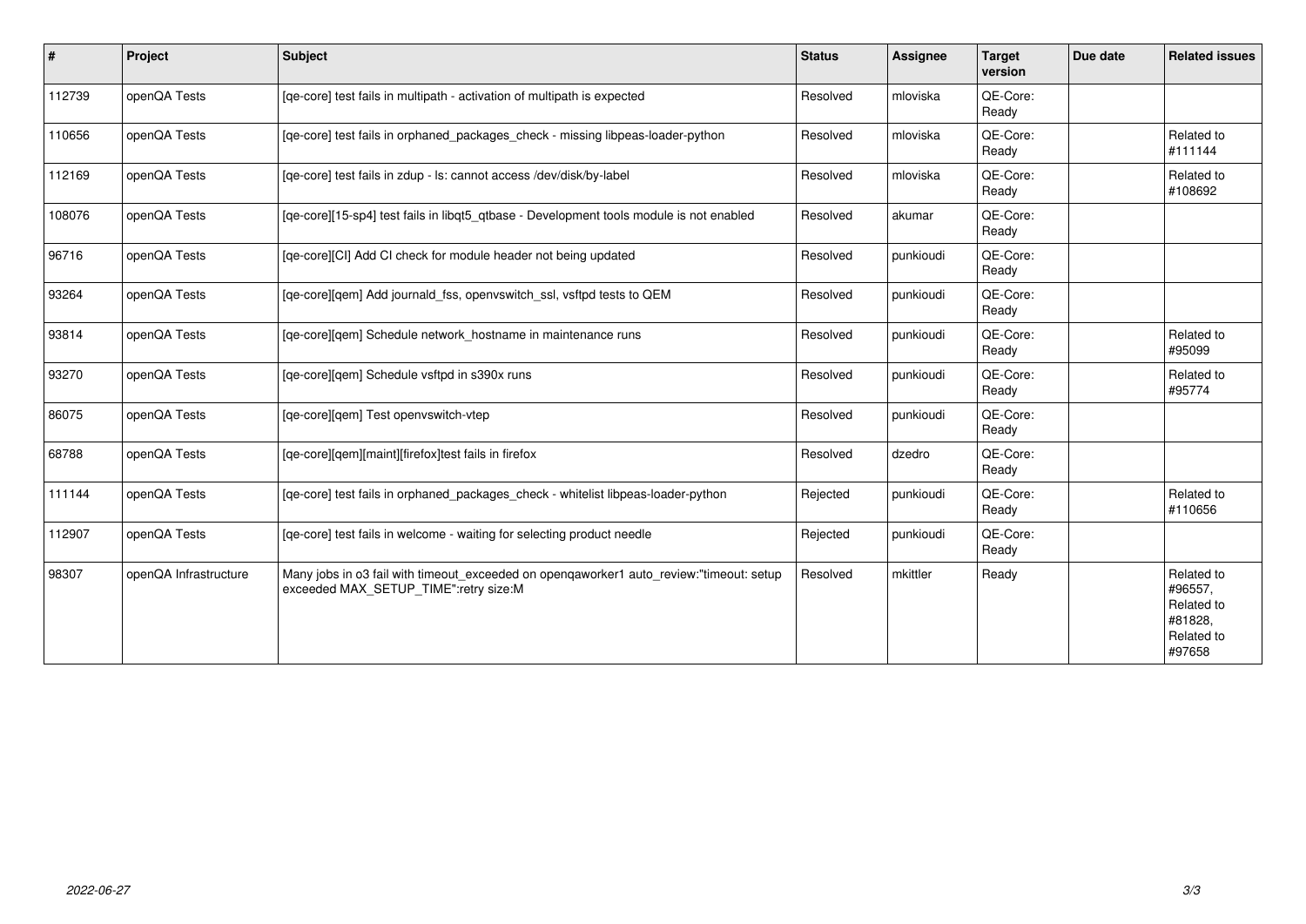| # | Project | Subject | Status | Assignee | Target version | Due date | Related issues |
|---|---|---|---|---|---|---|---|
| 112739 | openQA Tests | [qe-core] test fails in multipath - activation of multipath is expected | Resolved | mloviska | QE-Core: Ready | | |
| 110656 | openQA Tests | [qe-core] test fails in orphaned_packages_check - missing libpeas-loader-python | Resolved | mloviska | QE-Core: Ready | | Related to #111144 |
| 112169 | openQA Tests | [qe-core] test fails in zdup - ls: cannot access /dev/disk/by-label | Resolved | mloviska | QE-Core: Ready | | Related to #108692 |
| 108076 | openQA Tests | [qe-core][15-sp4] test fails in libqt5_qtbase - Development tools module is not enabled | Resolved | akumar | QE-Core: Ready | | |
| 96716 | openQA Tests | [qe-core][CI] Add CI check for module header not being updated | Resolved | punkioudi | QE-Core: Ready | | |
| 93264 | openQA Tests | [qe-core][qem] Add journald_fss, openvswitch_ssl, vsftpd tests to QEM | Resolved | punkioudi | QE-Core: Ready | | |
| 93814 | openQA Tests | [qe-core][qem] Schedule network_hostname in maintenance runs | Resolved | punkioudi | QE-Core: Ready | | Related to #95099 |
| 93270 | openQA Tests | [qe-core][qem] Schedule vsftpd in s390x runs | Resolved | punkioudi | QE-Core: Ready | | Related to #95774 |
| 86075 | openQA Tests | [qe-core][qem] Test openvswitch-vtep | Resolved | punkioudi | QE-Core: Ready | | |
| 68788 | openQA Tests | [qe-core][qem][maint][firefox]test fails in firefox | Resolved | dzedro | QE-Core: Ready | | |
| 111144 | openQA Tests | [qe-core] test fails in orphaned_packages_check - whitelist libpeas-loader-python | Rejected | punkioudi | QE-Core: Ready | | Related to #110656 |
| 112907 | openQA Tests | [qe-core] test fails in welcome - waiting for selecting product needle | Rejected | punkioudi | QE-Core: Ready | | |
| 98307 | openQA Infrastructure | Many jobs in o3 fail with timeout_exceeded on openqaworker1 auto_review:"timeout: setup exceeded MAX_SETUP_TIME":retry size:M | Resolved | mkittler | Ready | | Related to #96557, Related to #81828, Related to #97658 |

*2022-06-27*